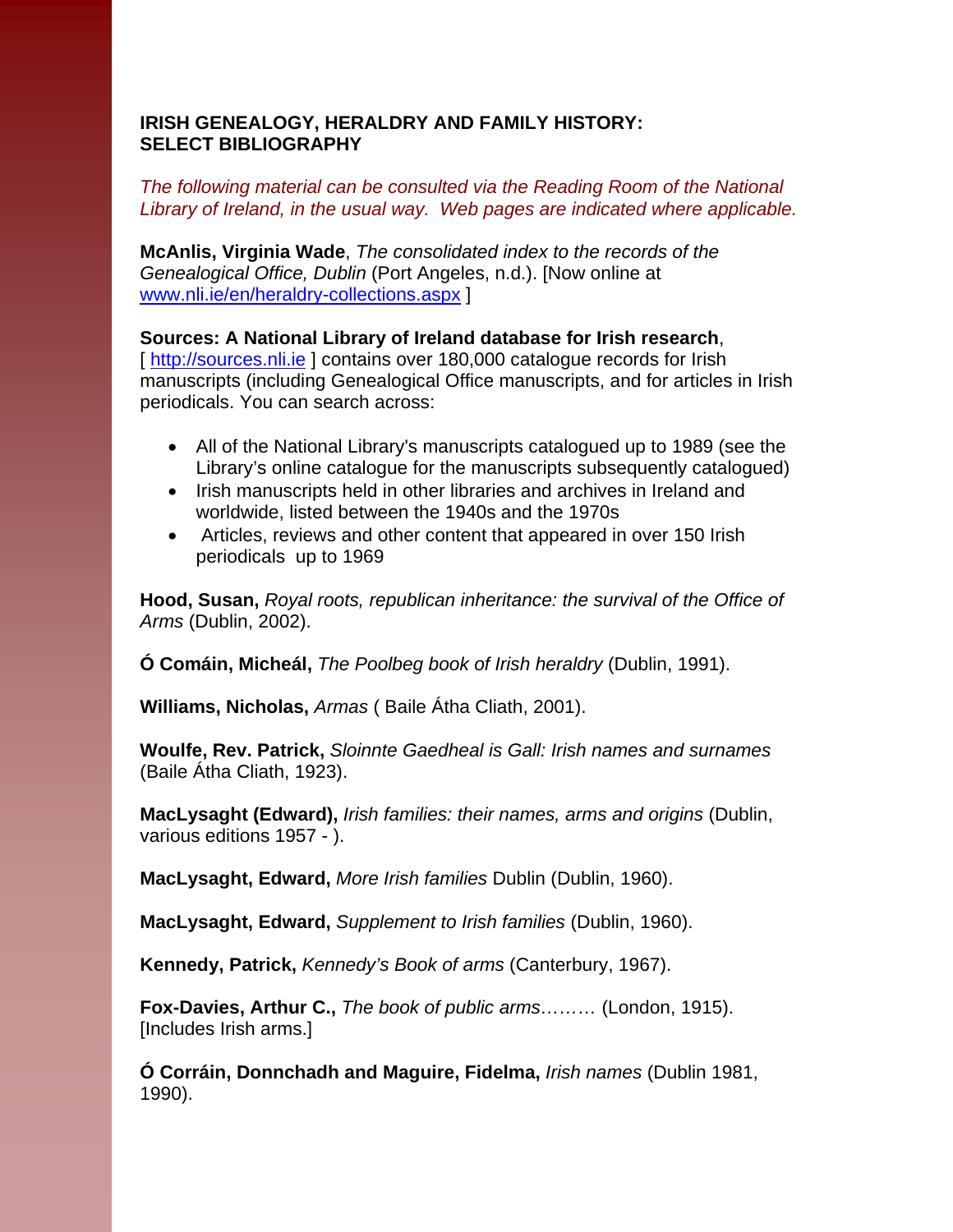**IRISH GENEALOGY, HERALDRY AND FAMILY HISTORY: SELECT BIBLIOGRAPHY**

*The following material can be consulted via the Reading Room of the National Library of Ireland, in the usual way. Web pages are indicated where applicable.*

**McAnlis, Virginia Wade**, *The consolidated index to the records of the Genealogical Office, Dublin* (Port Angeles, n.d.). [Now online at www.nli.ie/en/heraldry-collections.aspx ]

**Sources: A National Library of Ireland database for Irish research**, [ http://sources.nli.ie ] contains over 180,000 catalogue records for Irish manuscripts (including Genealogical Office manuscripts, and for articles in Irish periodicals. You can search across:

- All of the National Library's manuscripts catalogued up to 1989 (see the Library's online catalogue for the manuscripts subsequently catalogued)
- Irish manuscripts held in other libraries and archives in Ireland and worldwide, listed between the 1940s and the 1970s
- Articles, reviews and other content that appeared in over 150 Irish periodicals up to 1969

**Hood, Susan,** *Royal roots, republican inheritance: the survival of the Office of Arms* (Dublin, 2002).

**Ó Comáin, Micheál,** *The Poolbeg book of Irish heraldry* (Dublin, 1991).

**Williams, Nicholas,** *Armas* ( Baile Átha Cliath, 2001).

**Woulfe, Rev. Patrick,** *Sloinnte Gaedheal is Gall: Irish names and surnames* (Baile Átha Cliath, 1923).

**MacLysaght (Edward),** *Irish families: their names, arms and origins* (Dublin, various editions 1957 - ).

**MacLysaght, Edward,** *More Irish families* Dublin (Dublin, 1960).

**MacLysaght, Edward,** *Supplement to Irish families* (Dublin, 1960).

**Kennedy, Patrick,** *Kennedy's Book of arms* (Canterbury, 1967).

**Fox-Davies, Arthur C.,** *The book of public arms………* (London, 1915). [Includes Irish arms.]

**Ó Corráin, Donnchadh and Maguire, Fidelma,** *Irish names* (Dublin 1981, 1990).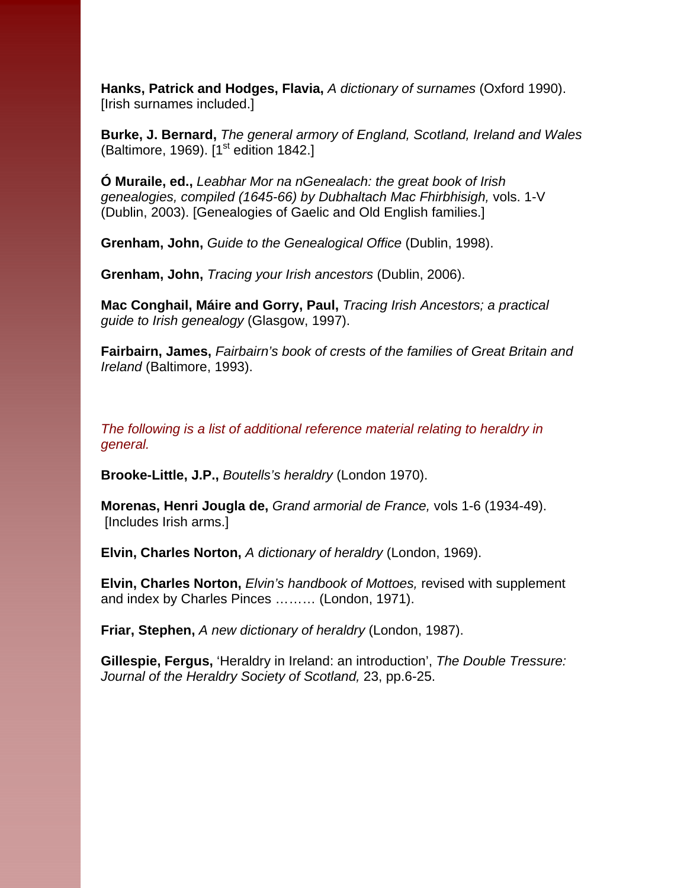**Hanks, Patrick and Hodges, Flavia,** *A dictionary of surnames* (Oxford 1990). [Irish surnames included.]

**Burke, J. Bernard,** *The general armory of England, Scotland, Ireland and Wales* (Baltimore, 1969). [1st edition 1842.]

**Ó Muraile, ed.,** *Leabhar Mor na nGenealach: the great book of Irish genealogies, compiled (1645-66) by Dubhaltach Mac Fhirbhisigh,* vols. 1-V (Dublin, 2003). [Genealogies of Gaelic and Old English families.]

**Grenham, John,** *Guide to the Genealogical Office* (Dublin, 1998).

**Grenham, John,** *Tracing your Irish ancestors* (Dublin, 2006).

**Mac Conghail, Máire and Gorry, Paul,** *Tracing Irish Ancestors; a practical guide to Irish genealogy* (Glasgow, 1997).

**Fairbairn, James,** *Fairbairn's book of crests of the families of Great Britain and Ireland* (Baltimore, 1993).

*The following is a list of additional reference material relating to heraldry in general.*

**Brooke-Little, J.P.,** *Boutells's heraldry* (London 1970).

**Morenas, Henri Jougla de,** *Grand armorial de France,* vols 1-6 (1934-49). [Includes Irish arms.]

**Elvin, Charles Norton,** *A dictionary of heraldry* (London, 1969).

**Elvin, Charles Norton,** *Elvin's handbook of Mottoes,* revised with supplement and index by Charles Pinces ……… (London, 1971).

**Friar, Stephen,** *A new dictionary of heraldry* (London, 1987).

**Gillespie, Fergus,** 'Heraldry in Ireland: an introduction', *The Double Tressure: Journal of the Heraldry Society of Scotland,* 23, pp.6-25.